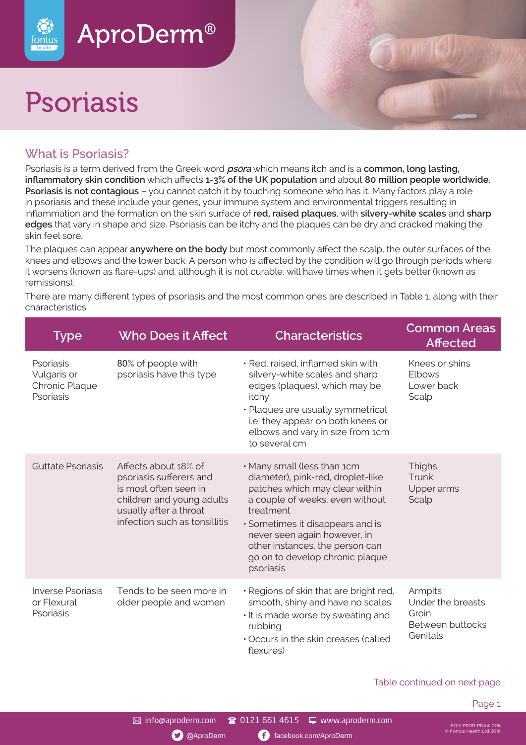# AproDerm®

# Psoriasis

## What is Psoriasis?

Psoriasis is a term derived from the Greek word ***psōra*** which means itch and is a **common, long lasting, inflammatory skin condition** which affects **1-3% of the UK population** and about **80 million people worldwide**. **Psoriasis is not contagious** – you cannot catch it by touching someone who has it. Many factors play a role in psoriasis and these include your genes, your immune system and environmental triggers resulting in inflammation and the formation on the skin surface of **red, raised plaques**, with **silvery-white scales** and **sharp edges** that vary in shape and size. Psoriasis can be itchy and the plaques can be dry and cracked making the skin feel sore.

The plaques can appear **anywhere on the body** but most commonly affect the scalp, the outer surfaces of the knees and elbows and the lower back. A person who is affected by the condition will go through periods where it worsens (known as flare-ups) and, although it is not curable, will have times when it gets better (known as remissions).

There are many different types of psoriasis and the most common ones are described in Table 1, along with their characteristics.

| Type | Who Does it Affect | Characteristics | Common Areas Affected |
|---|---|---|---|
| Psoriasis Vulgaris or Chronic Plaque Psoriasis | 80% of people with psoriasis have this type | • Red, raised, inflamed skin with silvery-white scales and sharp edges (plaques), which may be itchy<br>• Plaques are usually symmetrical i.e. they appear on both knees or elbows and vary in size from 1cm to several cm | Knees or shins<br>Elbows<br>Lower back<br>Scalp |
| Guttate Psoriasis | Affects about 18% of psoriasis sufferers and is most often seen in children and young adults usually after a throat infection such as tonsillitis | • Many small (less than 1cm diameter), pink-red, droplet-like patches which may clear within a couple of weeks, even without treatment<br>• Sometimes it disappears and is never seen again however, in other instances, the person can go on to develop chronic plaque psoriasis | Thighs<br>Trunk<br>Upper arms<br>Scalp |
| Inverse Psoriasis or Flexural Psoriasis | Tends to be seen more in older people and women | • Regions of skin that are bright red, smooth, shiny and have no scales<br>• It is made worse by sweating and rubbing<br>• Occurs in the skin creases (called flexures) | Armpits<br>Under the breasts<br>Groin<br>Between buttocks<br>Genitals |

Table continued on next page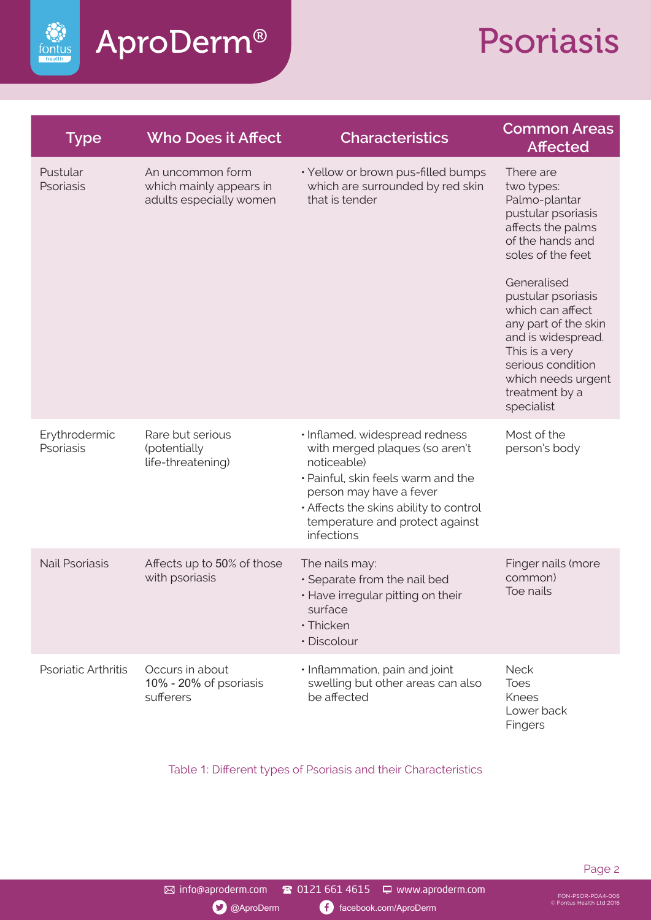| Type | Who Does it Affect | Characteristics | Common Areas Affected |
|---|---|---|---|
| Pustular Psoriasis | An uncommon form which mainly appears in adults especially women | • Yellow or brown pus-filled bumps which are surrounded by red skin that is tender | There are two types: Palmo-plantar pustular psoriasis affects the palms of the hands and soles of the feet<br><br>Generalised pustular psoriasis which can affect any part of the skin and is widespread. This is a very serious condition which needs urgent treatment by a specialist |
| Erythrodermic Psoriasis | Rare but serious (potentially life-threatening) | • Inflamed, widespread redness with merged plaques (so aren't noticeable)<br>• Painful, skin feels warm and the person may have a fever<br>• Affects the skins ability to control temperature and protect against infections | Most of the person's body |
| Nail Psoriasis | Affects up to 50% of those with psoriasis | The nails may:<br>• Separate from the nail bed<br>• Have irregular pitting on their surface<br>• Thicken<br>• Discolour | Finger nails (more common)<br>Toe nails |
| Psoriatic Arthritis | Occurs in about 10% - 20% of psoriasis sufferers | • Inflammation, pain and joint swelling but other areas can also be affected | Neck<br>Toes<br>Knees<br>Lower back<br>Fingers |

Table 1: Different types of Psoriasis and their Characteristics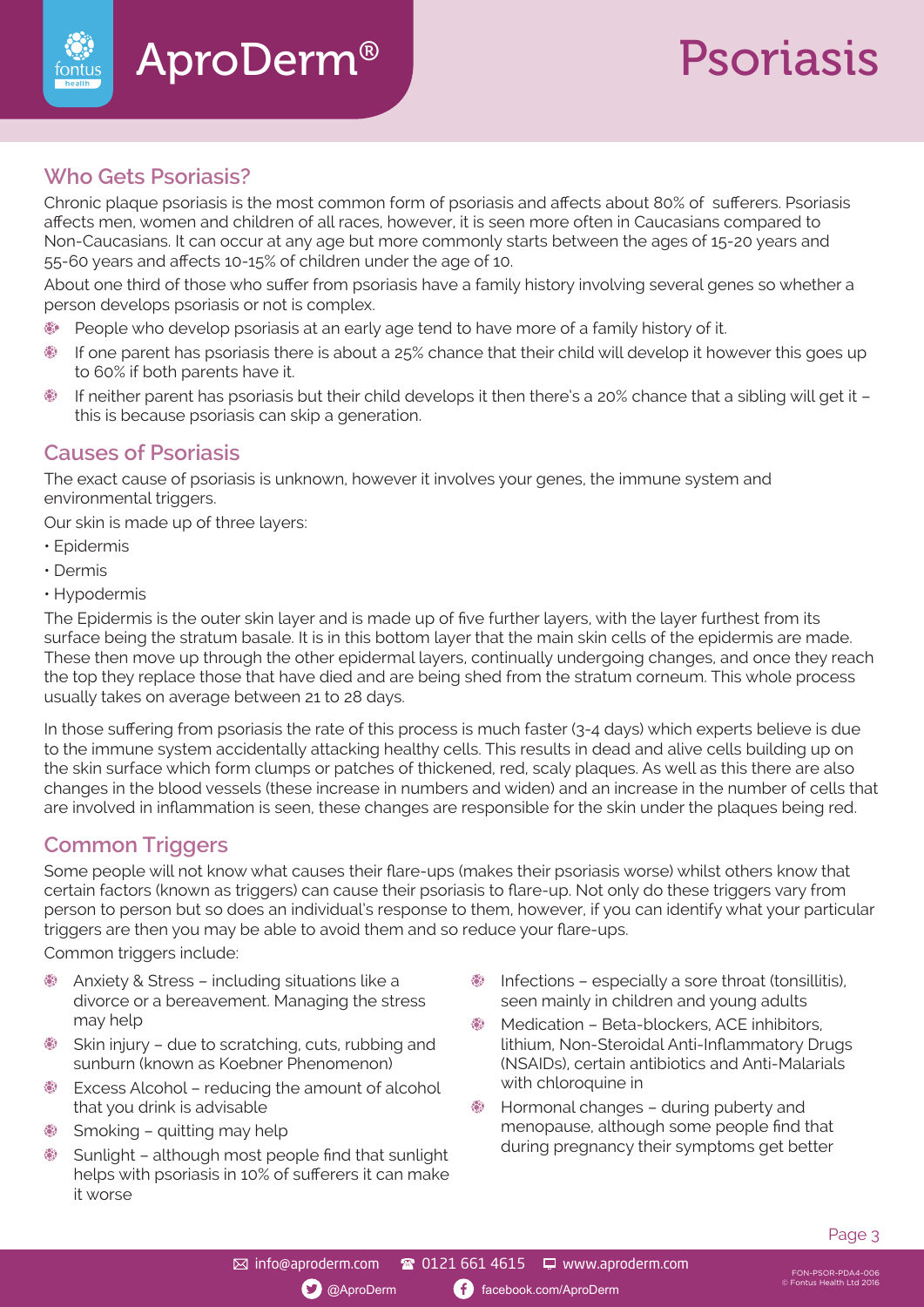## Who Gets Psoriasis?

Chronic plaque psoriasis is the most common form of psoriasis and affects about 80% of sufferers. Psoriasis affects men, women and children of all races, however, it is seen more often in Caucasians compared to Non-Caucasians. It can occur at any age but more commonly starts between the ages of 15-20 years and 55-60 years and affects 10-15% of children under the age of 10.

About one third of those who suffer from psoriasis have a family history involving several genes so whether a person develops psoriasis or not is complex.

- People who develop psoriasis at an early age tend to have more of a family history of it.
- If one parent has psoriasis there is about a 25% chance that their child will develop it however this goes up to 60% if both parents have it.
- If neither parent has psoriasis but their child develops it then there's a 20% chance that a sibling will get it – this is because psoriasis can skip a generation.

## Causes of Psoriasis

The exact cause of psoriasis is unknown, however it involves your genes, the immune system and environmental triggers.

Our skin is made up of three layers:

- Epidermis
- Dermis
- Hypodermis

The Epidermis is the outer skin layer and is made up of five further layers, with the layer furthest from its surface being the stratum basale. It is in this bottom layer that the main skin cells of the epidermis are made. These then move up through the other epidermal layers, continually undergoing changes, and once they reach the top they replace those that have died and are being shed from the stratum corneum. This whole process usually takes on average between 21 to 28 days.

In those suffering from psoriasis the rate of this process is much faster (3-4 days) which experts believe is due to the immune system accidentally attacking healthy cells. This results in dead and alive cells building up on the skin surface which form clumps or patches of thickened, red, scaly plaques. As well as this there are also changes in the blood vessels (these increase in numbers and widen) and an increase in the number of cells that are involved in inflammation is seen, these changes are responsible for the skin under the plaques being red.

## Common Triggers

Some people will not know what causes their flare-ups (makes their psoriasis worse) whilst others know that certain factors (known as triggers) can cause their psoriasis to flare-up. Not only do these triggers vary from person to person but so does an individual's response to them, however, if you can identify what your particular triggers are then you may be able to avoid them and so reduce your flare-ups.

Common triggers include:

- Anxiety & Stress – including situations like a divorce or a bereavement. Managing the stress may help
- Skin injury – due to scratching, cuts, rubbing and sunburn (known as Koebner Phenomenon)
- Excess Alcohol – reducing the amount of alcohol that you drink is advisable
- Smoking – quitting may help
- Sunlight – although most people find that sunlight helps with psoriasis in 10% of sufferers it can make it worse
- Infections – especially a sore throat (tonsillitis), seen mainly in children and young adults
- Medication – Beta-blockers, ACE inhibitors, lithium, Non-Steroidal Anti-Inflammatory Drugs (NSAIDs), certain antibiotics and Anti-Malarials with chloroquine in
- Hormonal changes – during puberty and menopause, although some people find that during pregnancy their symptoms get better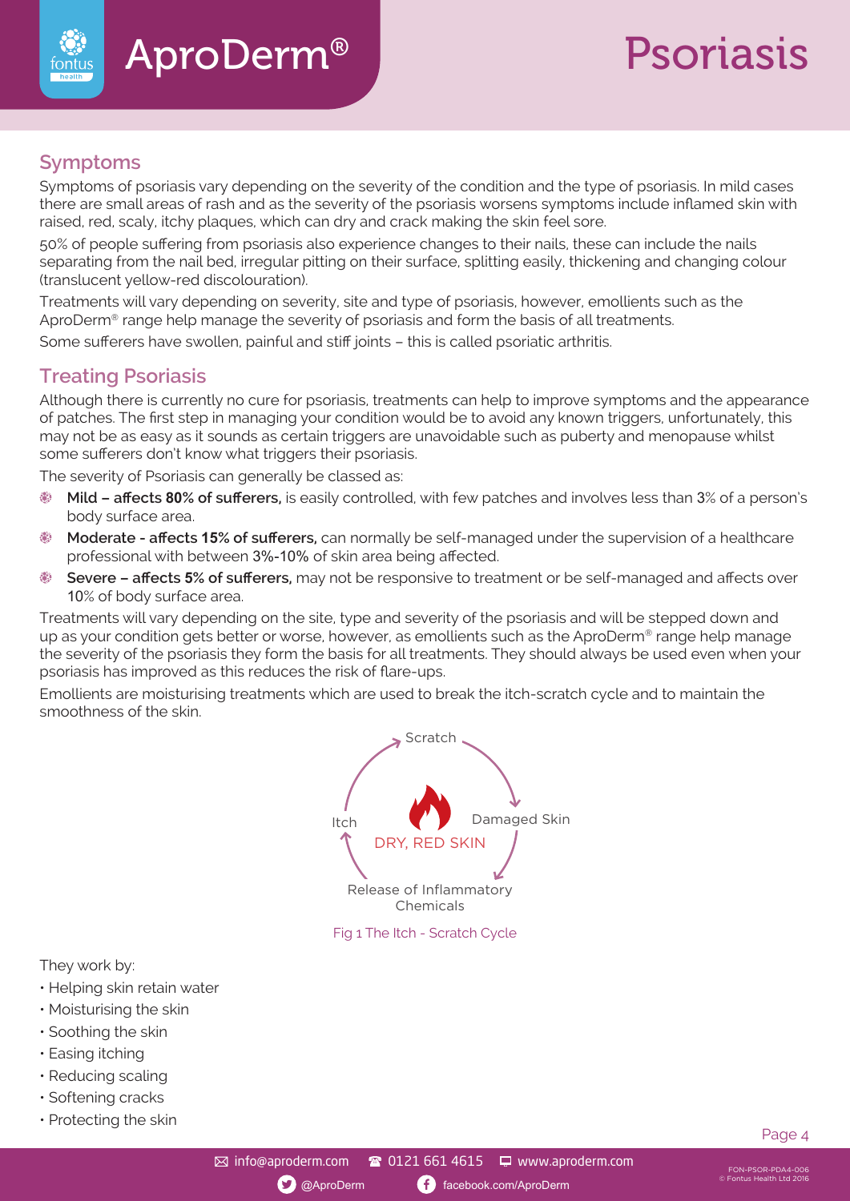# Psoriasis

## Symptoms

Symptoms of psoriasis vary depending on the severity of the condition and the type of psoriasis. In mild cases there are small areas of rash and as the severity of the psoriasis worsens symptoms include inflamed skin with raised, red, scaly, itchy plaques, which can dry and crack making the skin feel sore.

50% of people suffering from psoriasis also experience changes to their nails, these can include the nails separating from the nail bed, irregular pitting on their surface, splitting easily, thickening and changing colour (translucent yellow-red discolouration).

Treatments will vary depending on severity, site and type of psoriasis, however, emollients such as the AproDerm® range help manage the severity of psoriasis and form the basis of all treatments.

Some sufferers have swollen, painful and stiff joints – this is called psoriatic arthritis.

## Treating Psoriasis

Although there is currently no cure for psoriasis, treatments can help to improve symptoms and the appearance of patches. The first step in managing your condition would be to avoid any known triggers, unfortunately, this may not be as easy as it sounds as certain triggers are unavoidable such as puberty and menopause whilst some sufferers don't know what triggers their psoriasis.

The severity of Psoriasis can generally be classed as:

- **Mild – affects 80% of sufferers,** is easily controlled, with few patches and involves less than 3% of a person's body surface area.
- **Moderate - affects 15% of sufferers,** can normally be self-managed under the supervision of a healthcare professional with between 3%-10% of skin area being affected.
- **Severe – affects 5% of sufferers,** may not be responsive to treatment or be self-managed and affects over 10% of body surface area.

Treatments will vary depending on the site, type and severity of the psoriasis and will be stepped down and up as your condition gets better or worse, however, as emollients such as the AproDerm® range help manage the severity of the psoriasis they form the basis for all treatments. They should always be used even when your psoriasis has improved as this reduces the risk of flare-ups.

Emollients are moisturising treatments which are used to break the itch-scratch cycle and to maintain the smoothness of the skin.

Scratch → Damaged Skin → Release of Inflammatory Chemicals → Itch → Scratch

DRY, RED SKIN

Fig 1 The Itch - Scratch Cycle

They work by:

- Helping skin retain water
- Moisturising the skin
- Soothing the skin
- Easing itching
- Reducing scaling
- Softening cracks
- Protecting the skin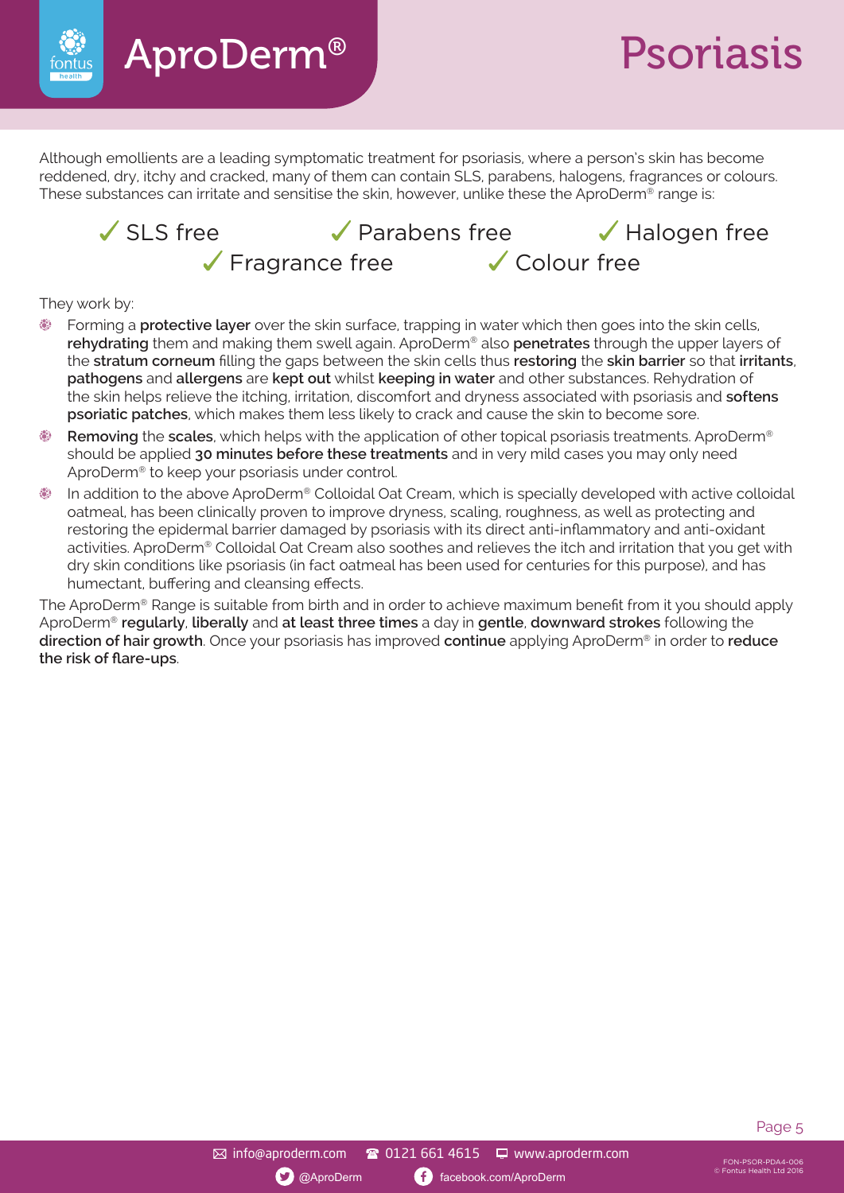# AproDerm®

# Psoriasis

Although emollients are a leading symptomatic treatment for psoriasis, where a person's skin has become reddened, dry, itchy and cracked, many of them can contain SLS, parabens, halogens, fragrances or colours. These substances can irritate and sensitise the skin, however, unlike these the AproDerm® range is:

✓ SLS free ✓ Parabens free ✓ Halogen free
✓ Fragrance free ✓ Colour free

They work by:

- Forming a **protective layer** over the skin surface, trapping in water which then goes into the skin cells, **rehydrating** them and making them swell again. AproDerm® also **penetrates** through the upper layers of the **stratum corneum** filling the gaps between the skin cells thus **restoring** the **skin barrier** so that **irritants**, **pathogens** and **allergens** are **kept out** whilst **keeping in water** and other substances. Rehydration of the skin helps relieve the itching, irritation, discomfort and dryness associated with psoriasis and **softens psoriatic patches**, which makes them less likely to crack and cause the skin to become sore.
- **Removing** the **scales**, which helps with the application of other topical psoriasis treatments. AproDerm® should be applied **30 minutes before these treatments** and in very mild cases you may only need AproDerm® to keep your psoriasis under control.
- In addition to the above AproDerm® Colloidal Oat Cream, which is specially developed with active colloidal oatmeal, has been clinically proven to improve dryness, scaling, roughness, as well as protecting and restoring the epidermal barrier damaged by psoriasis with its direct anti-inflammatory and anti-oxidant activities. AproDerm® Colloidal Oat Cream also soothes and relieves the itch and irritation that you get with dry skin conditions like psoriasis (in fact oatmeal has been used for centuries for this purpose), and has humectant, buffering and cleansing effects.

The AproDerm® Range is suitable from birth and in order to achieve maximum benefit from it you should apply AproDerm® **regularly**, **liberally** and **at least three times** a day in **gentle**, **downward strokes** following the **direction of hair growth**. Once your psoriasis has improved **continue** applying AproDerm® in order to **reduce the risk of flare-ups**.

info@aproderm.com | 0121 661 4615 | www.aproderm.com

@AproDerm | facebook.com/AproDerm

FON-PSOR-PDA4-006
© Fontus Health Ltd 2016